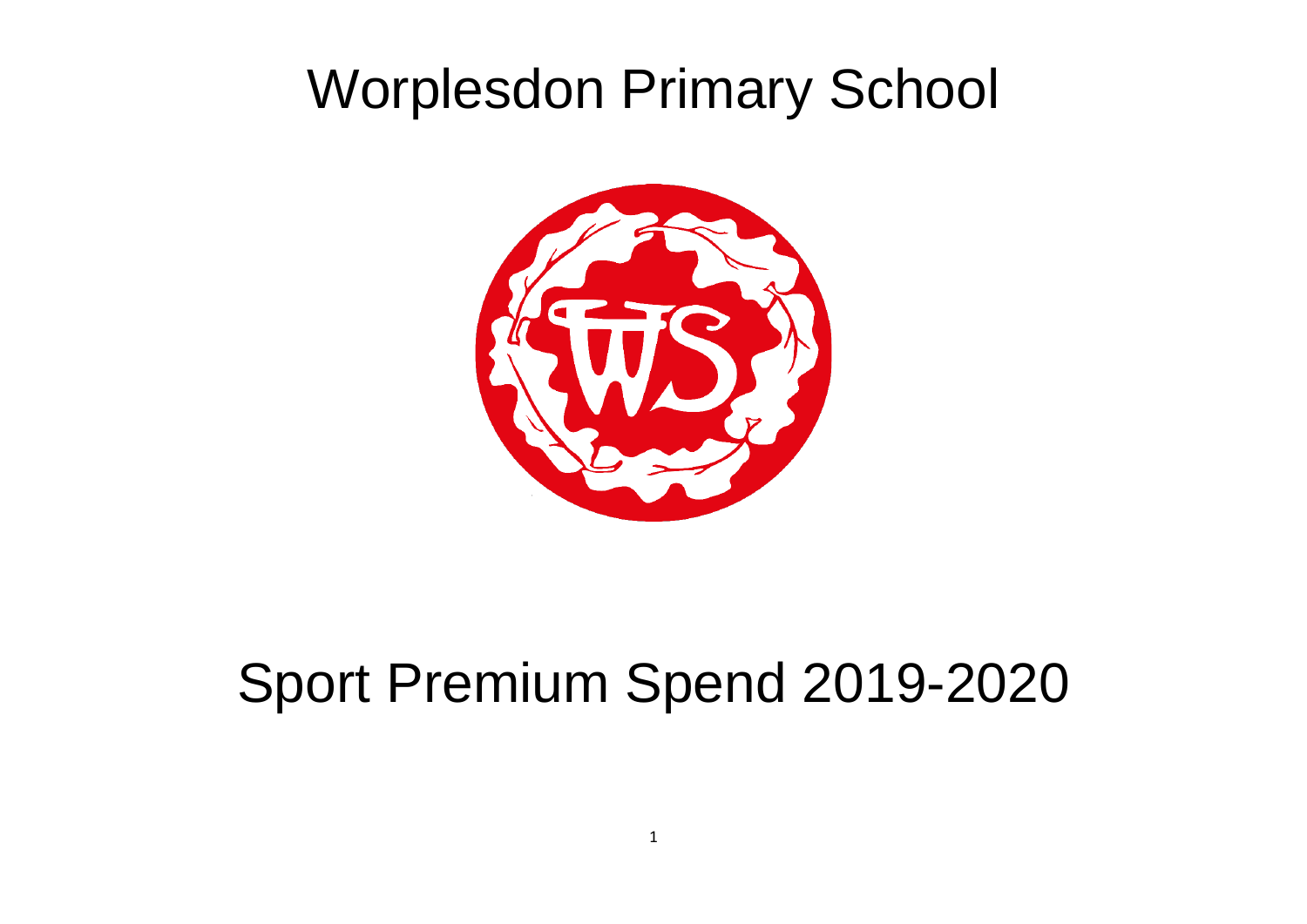# Worplesdon Primary School

# Sport Premium Spend 2019-2020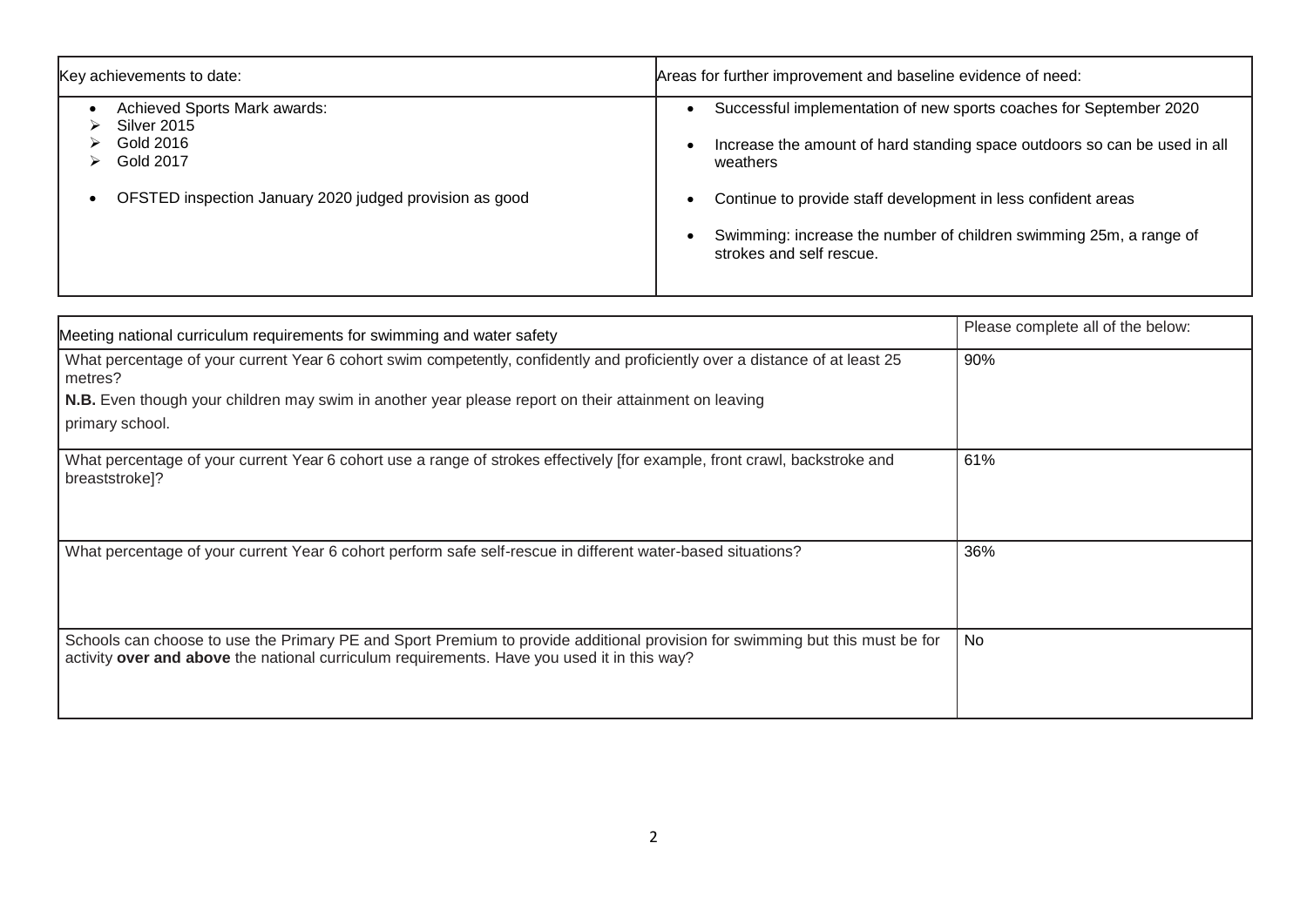| Key achievements to date: | Areas for further improvement and baseline evidence of need: |
| --- | --- |
| • Achieved Sports Mark awards:<br>➢ Silver 2015<br>➢ Gold 2016<br>➢ Gold 2017<br><br>• OFSTED inspection January 2020 judged provision as good | • Successful implementation of new sports coaches for September 2020<br><br>• Increase the amount of hard standing space outdoors so can be used in all weathers<br><br>• Continue to provide staff development in less confident areas<br><br>• Swimming: increase the number of children swimming 25m, a range of strokes and self rescue. |

| Meeting national curriculum requirements for swimming and water safety | Please complete all of the below: |
| --- | --- |
| What percentage of your current Year 6 cohort swim competently, confidently and proficiently over a distance of at least 25 metres?<br>**N.B.** Even though your children may swim in another year please report on their attainment on leaving primary school. | 90% |
| What percentage of your current Year 6 cohort use a range of strokes effectively [for example, front crawl, backstroke and breaststroke]? | 61% |
| What percentage of your current Year 6 cohort perform safe self-rescue in different water-based situations? | 36% |
| Schools can choose to use the Primary PE and Sport Premium to provide additional provision for swimming but this must be for activity **over and above** the national curriculum requirements. Have you used it in this way? | No |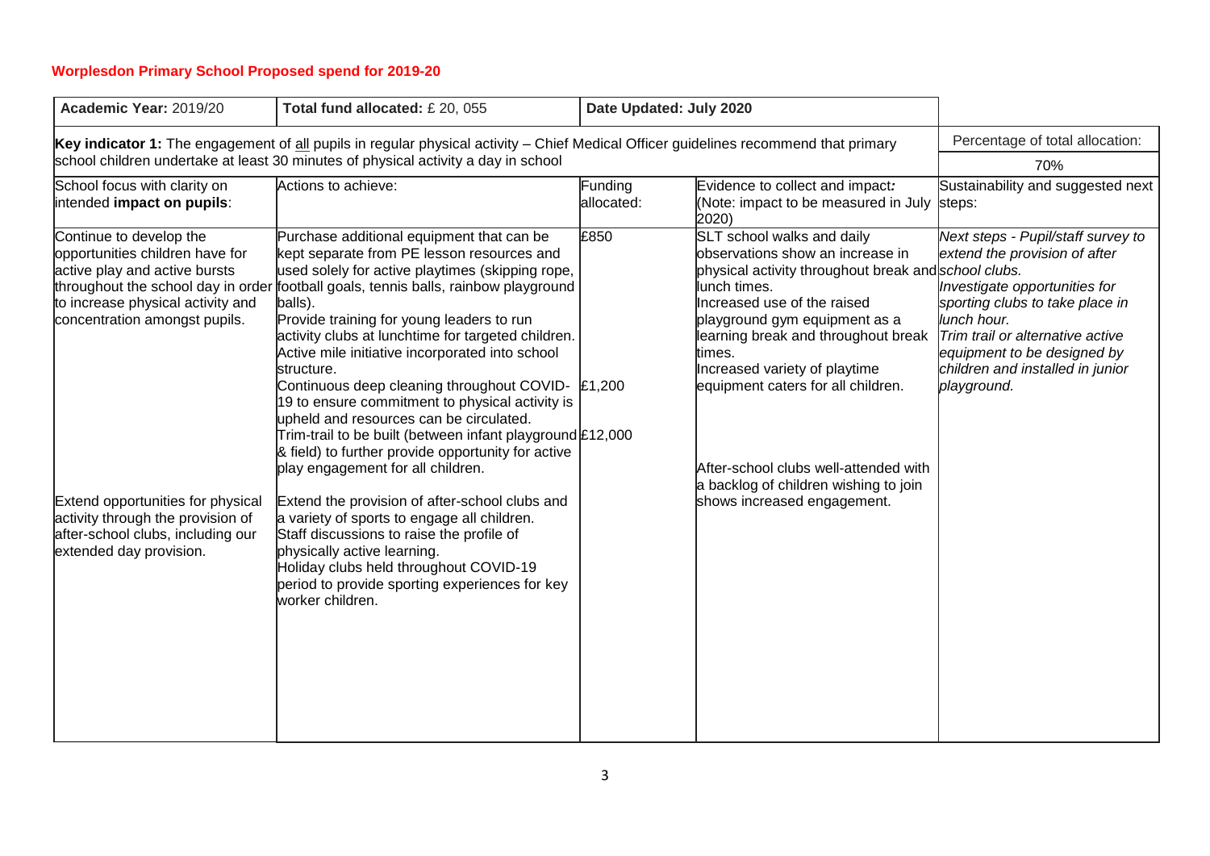**Worplesdon Primary School Proposed spend for 2019-20**

| Academic Year: 2019/20 | Total fund allocated: £ 20, 055 | Date Updated: July 2020 | | |
|---|---|---|---|---|
| **Key indicator 1:** The engagement of all pupils in regular physical activity – Chief Medical Officer guidelines recommend that primary school children undertake at least 30 minutes of physical activity a day in school | | | | Percentage of total allocation: 70% |
| School focus with clarity on intended **impact on pupils**: | Actions to achieve: | Funding allocated: | Evidence to collect and impact: (Note: impact to be measured in July 2020) | Sustainability and suggested next steps: |
| Continue to develop the opportunities children have for active play and active bursts throughout the school day in order to increase physical activity and concentration amongst pupils.<br><br>Extend opportunities for physical activity through the provision of after-school clubs, including our extended day provision. | Purchase additional equipment that can be kept separate from PE lesson resources and used solely for active playtimes (skipping rope, football goals, tennis balls, rainbow playground balls).<br>Provide training for young leaders to run activity clubs at lunchtime for targeted children.<br>Active mile initiative incorporated into school structure.<br>Continuous deep cleaning throughout COVID-19 to ensure commitment to physical activity is upheld and resources can be circulated.<br>Trim-trail to be built (between infant playground & field) to further provide opportunity for active play engagement for all children.<br><br>Extend the provision of after-school clubs and a variety of sports to engage all children.<br>Staff discussions to raise the profile of physically active learning.<br>Holiday clubs held throughout COVID-19 period to provide sporting experiences for key worker children. | £850<br><br><br><br><br><br><br><br>£1,200<br><br><br>£12,000 | SLT school walks and daily observations show an increase in physical activity throughout break and lunch times.<br>Increased use of the raised playground gym equipment as a learning break and throughout break times.<br>Increased variety of playtime equipment caters for all children.<br><br>After-school clubs well-attended with a backlog of children wishing to join shows increased engagement. | *Next steps - Pupil/staff survey to extend the provision of after school clubs.*<br>*Investigate opportunities for sporting clubs to take place in lunch hour.*<br>*Trim trail or alternative active equipment to be designed by children and installed in junior playground.* |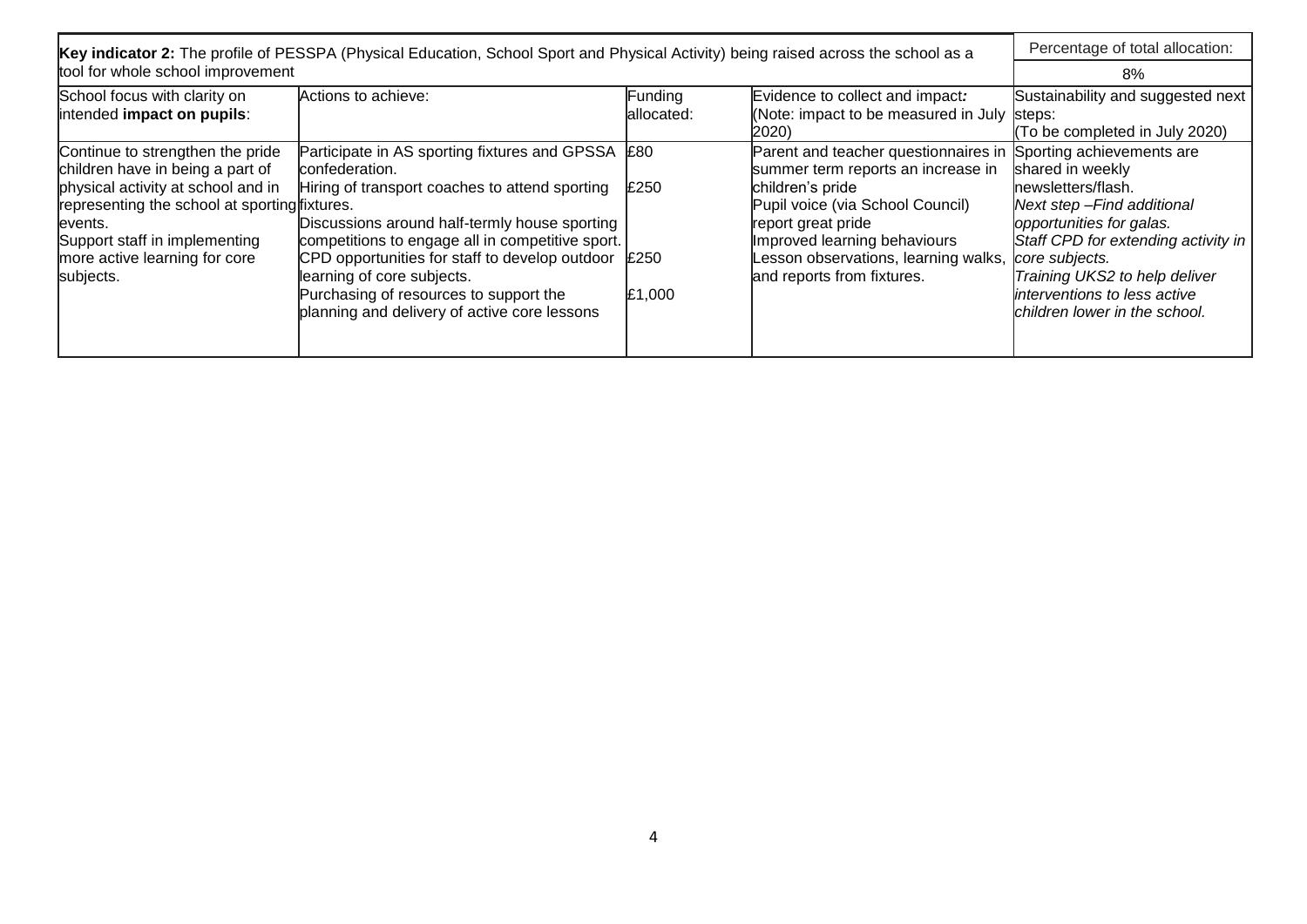| **Key indicator 2:** The profile of PESSPA (Physical Education, School Sport and Physical Activity) being raised across the school as a tool for whole school improvement | | | | Percentage of total allocation: |
|---|---|---|---|---|
| | | | | 8% |
| School focus with clarity on intended **impact on pupils**: | Actions to achieve: | Funding allocated: | Evidence to collect and impact*:* (Note: impact to be measured in July 2020) | Sustainability and suggested next steps: (To be completed in July 2020) |
| Continue to strengthen the pride children have in being a part of physical activity at school and in representing the school at sporting events. Support staff in implementing more active learning for core subjects. | Participate in AS sporting fixtures and GPSSA confederation. Hiring of transport coaches to attend sporting fixtures. Discussions around half-termly house sporting competitions to engage all in competitive sport. CPD opportunities for staff to develop outdoor learning of core subjects. Purchasing of resources to support the planning and delivery of active core lessons | £80<br>£250<br><br>£250<br>£1,000 | Parent and teacher questionnaires in summer term reports an increase in children's pride Pupil voice (via School Council) report great pride Improved learning behaviours Lesson observations, learning walks, and reports from fixtures. | Sporting achievements are shared in weekly newsletters/flash. *Next step –Find additional opportunities for galas. Staff CPD for extending activity in core subjects. Training UKS2 to help deliver interventions to less active children lower in the school.* |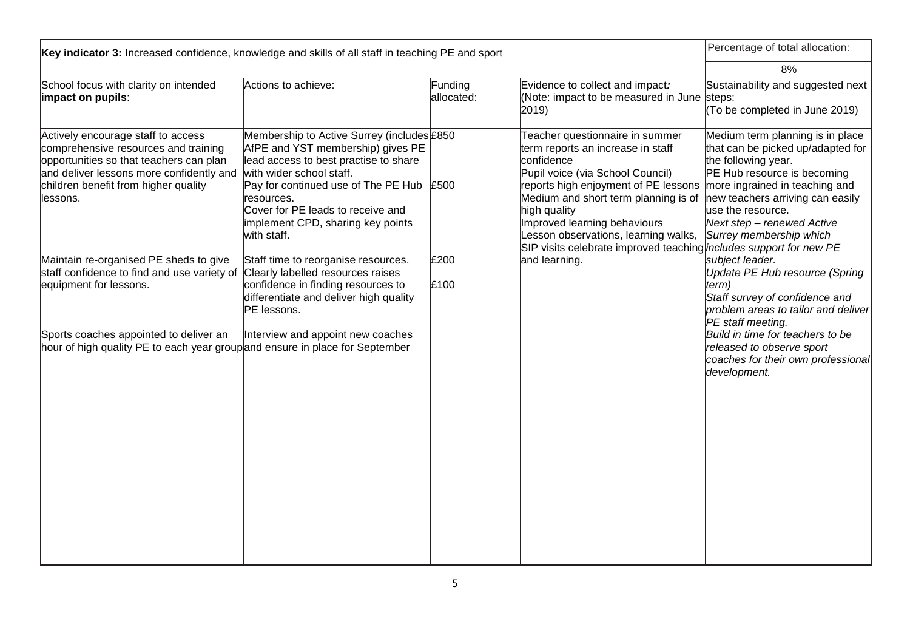| **Key indicator 3:** Increased confidence, knowledge and skills of all staff in teaching PE and sport | | | | Percentage of total allocation: |
|---|---|---|---|---|
| | | | | 8% |
| School focus with clarity on intended **impact on pupils**: | Actions to achieve: | Funding allocated: | Evidence to collect and impact*:* (Note: impact to be measured in June 2019) | Sustainability and suggested next steps: (To be completed in June 2019) |
| Actively encourage staff to access comprehensive resources and training opportunities so that teachers can plan and deliver lessons more confidently and children benefit from higher quality lessons.<br><br>Maintain re-organised PE sheds to give staff confidence to find and use variety of equipment for lessons.<br><br>Sports coaches appointed to deliver an hour of high quality PE to each year group | Membership to Active Surrey (includes AfPE and YST membership) gives PE lead access to best practise to share with wider school staff.<br>Pay for continued use of The PE Hub resources.<br>Cover for PE leads to receive and implement CPD, sharing key points with staff.<br><br>Staff time to reorganise resources.<br>Clearly labelled resources raises confidence in finding resources to differentiate and deliver high quality PE lessons.<br><br>Interview and appoint new coaches and ensure in place for September | £850<br><br>£500<br><br>£200<br><br>£100 | Teacher questionnaire in summer term reports an increase in staff confidence<br>Pupil voice (via School Council) reports high enjoyment of PE lessons<br>Medium and short term planning is of high quality<br>Improved learning behaviours<br>Lesson observations, learning walks, SIP visits celebrate improved teaching and learning. | Medium term planning is in place that can be picked up/adapted for the following year.<br>PE Hub resource is becoming more ingrained in teaching and new teachers arriving can easily use the resource.<br>*Next step – renewed Active Surrey membership which includes support for new PE subject leader.*<br>*Update PE Hub resource (Spring term)*<br>*Staff survey of confidence and problem areas to tailor and deliver PE staff meeting.*<br>*Build in time for teachers to be released to observe sport coaches for their own professional development.* |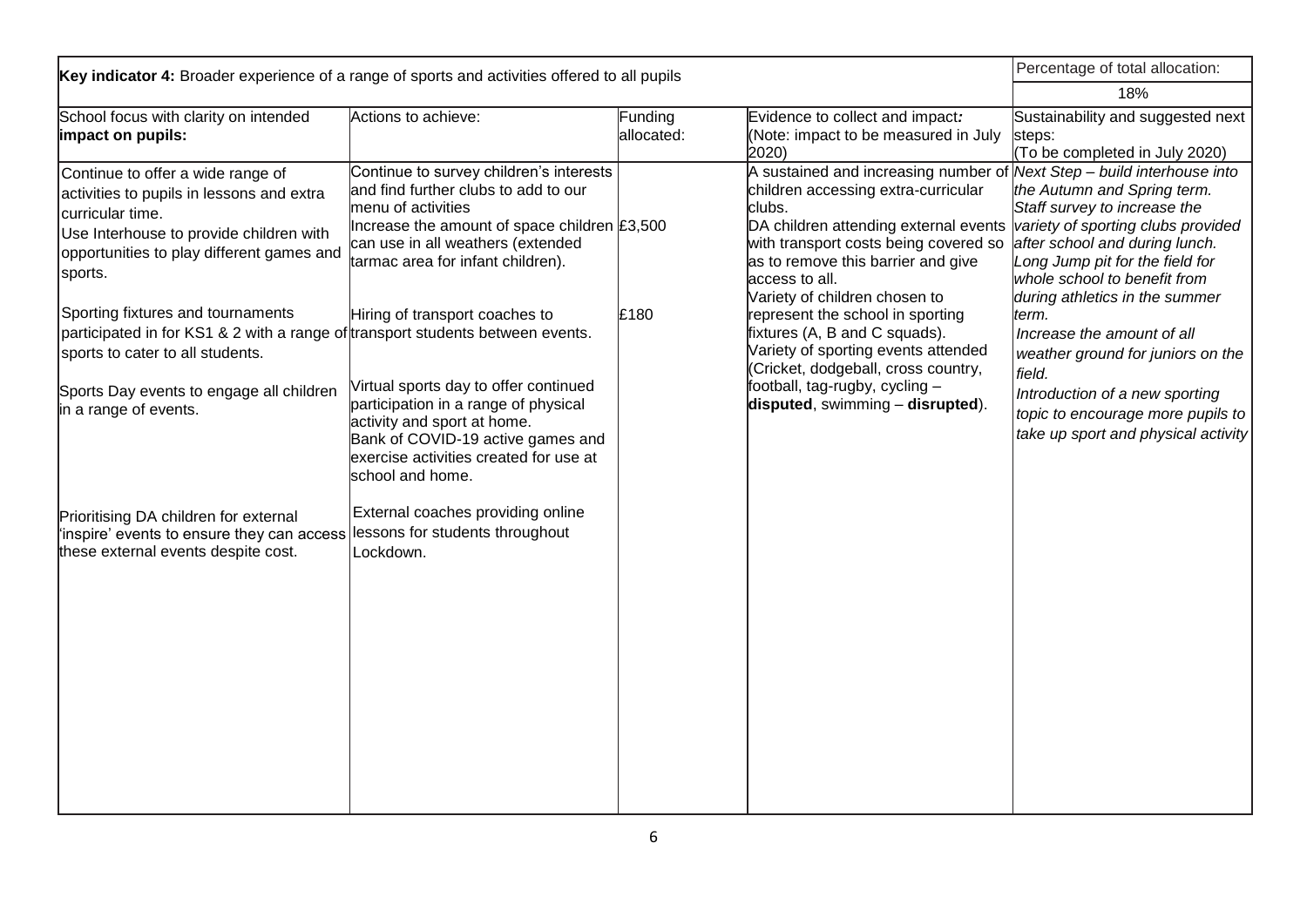| Key indicator 4: Broader experience of a range of sports and activities offered to all pupils | | | | Percentage of total allocation: |
|---|---|---|---|---|
| | | | | 18% |
| School focus with clarity on intended **impact on pupils:** | Actions to achieve: | Funding allocated: | Evidence to collect and impact: (Note: impact to be measured in July 2020) | Sustainability and suggested next steps: (To be completed in July 2020) |
| Continue to offer a wide range of activities to pupils in lessons and extra curricular time.<br>Use Interhouse to provide children with opportunities to play different games and sports.<br><br>Sporting fixtures and tournaments participated in for KS1 & 2 with a range of sports to cater to all students.<br><br>Sports Day events to engage all children in a range of events.<br><br>Prioritising DA children for external 'inspire' events to ensure they can access these external events despite cost. | Continue to survey children's interests and find further clubs to add to our menu of activities<br>Increase the amount of space children can use in all weathers (extended tarmac area for infant children).<br><br>Hiring of transport coaches to transport students between events.<br><br>Virtual sports day to offer continued participation in a range of physical activity and sport at home.<br>Bank of COVID-19 active games and exercise activities created for use at school and home.<br><br>External coaches providing online lessons for students throughout Lockdown. | £3,500<br><br><br><br>£180 | A sustained and increasing number of children accessing extra-curricular clubs.<br>DA children attending external events with transport costs being covered so as to remove this barrier and give access to all.<br>Variety of children chosen to represent the school in sporting fixtures (A, B and C squads).<br>Variety of sporting events attended (Cricket, dodgeball, cross country, football, tag-rugby, cycling – **disputed**, swimming – **disrupted**). | *Next Step – build interhouse into the Autumn and Spring term.*<br>*Staff survey to increase the variety of sporting clubs provided after school and during lunch.*<br>*Long Jump pit for the field for whole school to benefit from during athletics in the summer term.*<br>*Increase the amount of all weather ground for juniors on the field.*<br>*Introduction of a new sporting topic to encourage more pupils to take up sport and physical activity* |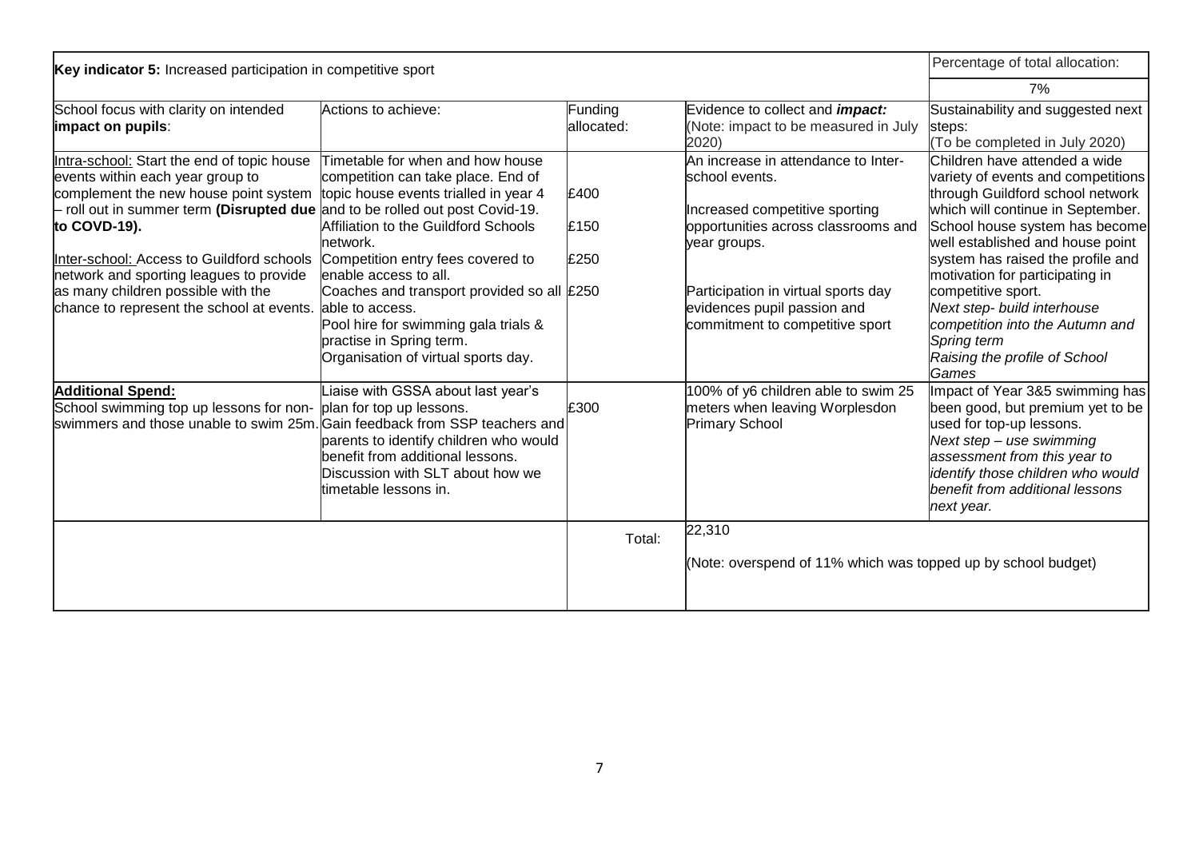| **Key indicator 5:** Increased participation in competitive sport | | | | Percentage of total allocation: |
|---|---|---|---|---|
| | | | | 7% |
| School focus with clarity on intended **impact on pupils**: | Actions to achieve: | Funding allocated: | Evidence to collect and ***impact:*** (Note: impact to be measured in July 2020) | Sustainability and suggested next steps: (To be completed in July 2020) |
| Intra-school: Start the end of topic house events within each year group to complement the new house point system – roll out in summer term **(Disrupted due to COVD-19).**<br><br>Inter-school: Access to Guildford schools network and sporting leagues to provide as many children possible with the chance to represent the school at events. | Timetable for when and how house competition can take place. End of topic house events trialled in year 4 and to be rolled out post Covid-19.<br>Affiliation to the Guildford Schools network.<br>Competition entry fees covered to enable access to all.<br>Coaches and transport provided so all able to access.<br>Pool hire for swimming gala trials & practise in Spring term.<br>Organisation of virtual sports day. | £400<br><br>£150<br><br>£250<br><br>£250 | An increase in attendance to Inter-school events.<br><br>Increased competitive sporting opportunities across classrooms and year groups.<br><br>Participation in virtual sports day evidences pupil passion and commitment to competitive sport | Children have attended a wide variety of events and competitions through Guildford school network which will continue in September. School house system has become well established and house point system has raised the profile and motivation for participating in competitive sport.<br>*Next step- build interhouse competition into the Autumn and Spring term*<br>*Raising the profile of School Games* |
| **Additional Spend:**<br>School swimming top up lessons for non-swimmers and those unable to swim 25m. | Liaise with GSSA about last year's plan for top up lessons.<br>Gain feedback from SSP teachers and parents to identify children who would benefit from additional lessons.<br>Discussion with SLT about how we timetable lessons in. | £300 | 100% of y6 children able to swim 25 meters when leaving Worplesdon Primary School | Impact of Year 3&5 swimming has been good, but premium yet to be used for top-up lessons.<br>*Next step – use swimming assessment from this year to identify those children who would benefit from additional lessons next year.* |
| | | Total: | 22,310<br><br>(Note: overspend of 11% which was topped up by school budget) | |